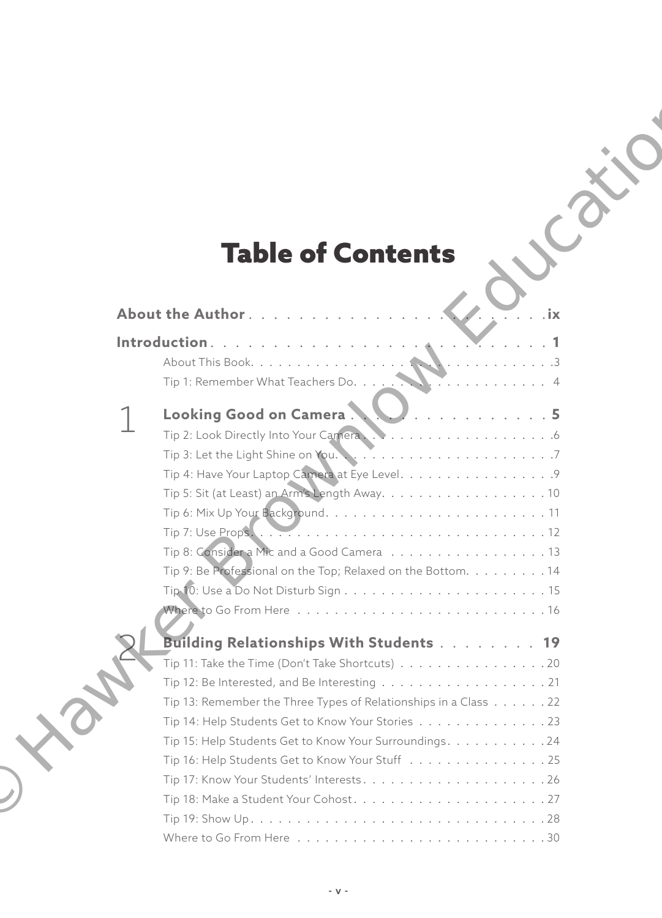# Table of Contents

**About the Author** . . . . . . . . . . . . . . . . . . . . . . . . . . **ix**

**Introduction** . . . . . . . . . . . . . . . . . . . . . . . . . . . . **1**

About This Book . . . . . . . . . . . . . . . . . . . . . . . . . . . . 3

Tip 1: Remember What Teachers Do . . . . . . . . . . . . . . . . . . 4

## 1 Looking Good on Camera . . . . . . . . . . . . . . . . . 5

Tip 2: Look Directly Into Your Camera . . . . . . . . . . . . . . . . . 6

Tip 3: Let the Light Shine on You . . . . . . . . . . . . . . . . . . . . 7

Tip 4: Have Your Laptop Camera at Eye Level . . . . . . . . . . . . . . 9

Tip 5: Sit (at Least) an Arm's Length Away . . . . . . . . . . . . . . . 10

Tip 6: Mix Up Your Background . . . . . . . . . . . . . . . . . . . . 11

Tip 7: Use Props . . . . . . . . . . . . . . . . . . . . . . . . . . . . 12

Tip 8: Consider a Mic and a Good Camera . . . . . . . . . . . . . . . 13

Tip 9: Be Professional on the Top; Relaxed on the Bottom . . . . . . . 14

Tip 10: Use a Do Not Disturb Sign . . . . . . . . . . . . . . . . . . . 15

Where to Go From Here . . . . . . . . . . . . . . . . . . . . . . . . 16

## 2 Building Relationships With Students . . . . . . . . . 19

Tip 11: Take the Time (Don't Take Shortcuts) . . . . . . . . . . . . . . 20

Tip 12: Be Interested, and Be Interesting . . . . . . . . . . . . . . . . 21

Tip 13: Remember the Three Types of Relationships in a Class . . . . . 22

Tip 14: Help Students Get to Know Your Stories . . . . . . . . . . . . 23

Tip 15: Help Students Get to Know Your Surroundings . . . . . . . . . 24

Tip 16: Help Students Get to Know Your Stuff . . . . . . . . . . . . . 25

Tip 17: Know Your Students' Interests . . . . . . . . . . . . . . . . . 26

Tip 18: Make a Student Your Cohost . . . . . . . . . . . . . . . . . . 27

Tip 19: Show Up . . . . . . . . . . . . . . . . . . . . . . . . . . . . 28

Where to Go From Here . . . . . . . . . . . . . . . . . . . . . . . . 30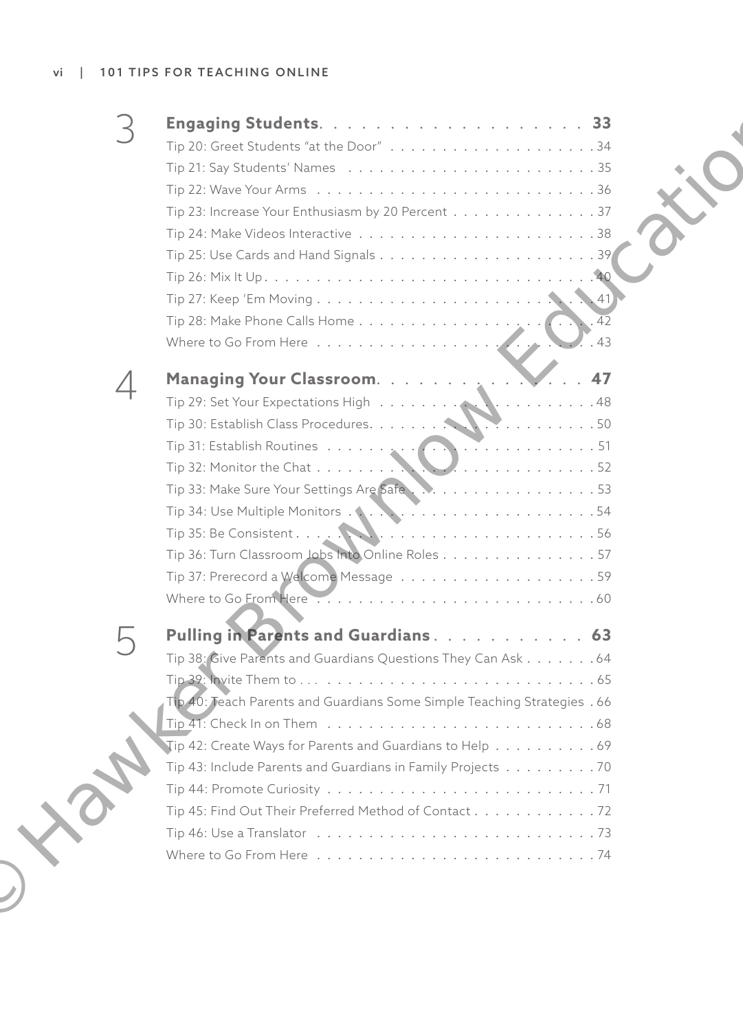## 3 Engaging Students — 33

Tip 20: Greet Students "at the Door" — 34
Tip 21: Say Students' Names — 35
Tip 22: Wave Your Arms — 36
Tip 23: Increase Your Enthusiasm by 20 Percent — 37
Tip 24: Make Videos Interactive — 38
Tip 25: Use Cards and Hand Signals — 39
Tip 26: Mix It Up — 40
Tip 27: Keep 'Em Moving — 41
Tip 28: Make Phone Calls Home — 42
Where to Go From Here — 43

## 4 Managing Your Classroom — 47

Tip 29: Set Your Expectations High — 48
Tip 30: Establish Class Procedures — 50
Tip 31: Establish Routines — 51
Tip 32: Monitor the Chat — 52
Tip 33: Make Sure Your Settings Are Safe — 53
Tip 34: Use Multiple Monitors — 54
Tip 35: Be Consistent — 56
Tip 36: Turn Classroom Jobs Into Online Roles — 57
Tip 37: Prerecord a Welcome Message — 59
Where to Go From Here — 60

## 5 Pulling in Parents and Guardians — 63

Tip 38: Give Parents and Guardians Questions They Can Ask — 64
Tip 39: Invite Them to — 65
Tip 40: Teach Parents and Guardians Some Simple Teaching Strategies — 66
Tip 41: Check In on Them — 68
Tip 42: Create Ways for Parents and Guardians to Help — 69
Tip 43: Include Parents and Guardians in Family Projects — 70
Tip 44: Promote Curiosity — 71
Tip 45: Find Out Their Preferred Method of Contact — 72
Tip 46: Use a Translator — 73
Where to Go From Here — 74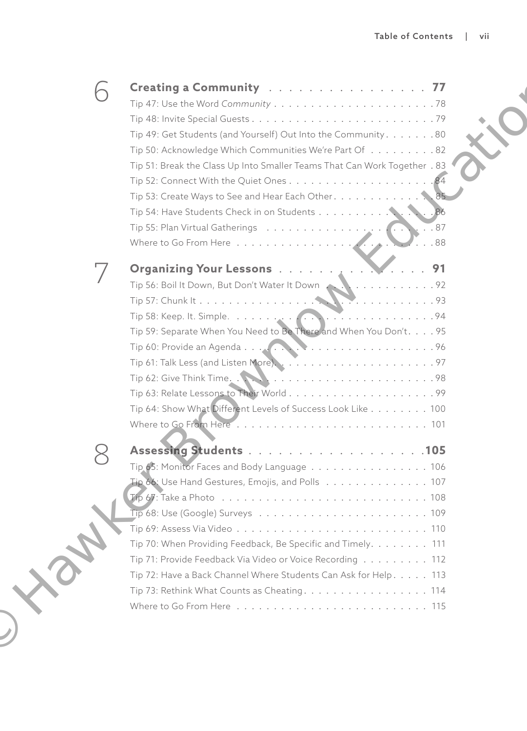## 6 Creating a Community . . . . . . . . . . . . . . . . 77

Tip 47: Use the Word *Community* . . . . . . . . . . . . . . . . . . . . . 78

Tip 48: Invite Special Guests . . . . . . . . . . . . . . . . . . . . . . . . 79

Tip 49: Get Students (and Yourself) Out Into the Community . . . . . . . 80

Tip 50: Acknowledge Which Communities We're Part Of . . . . . . . . . 82

Tip 51: Break the Class Up Into Smaller Teams That Can Work Together . 83

Tip 52: Connect With the Quiet Ones . . . . . . . . . . . . . . . . . . . 84

Tip 53: Create Ways to See and Hear Each Other . . . . . . . . . . . . . 85

Tip 54: Have Students Check in on Students . . . . . . . . . . . . . . . 86

Tip 55: Plan Virtual Gatherings . . . . . . . . . . . . . . . . . . . . . . 87

Where to Go From Here . . . . . . . . . . . . . . . . . . . . . . . . . . 88

## 7 Organizing Your Lessons . . . . . . . . . . . . . . . . 91

Tip 56: Boil It Down, But Don't Water It Down . . . . . . . . . . . . . . 92

Tip 57: Chunk It . . . . . . . . . . . . . . . . . . . . . . . . . . . . . . 93

Tip 58: Keep. It. Simple. . . . . . . . . . . . . . . . . . . . . . . . . . 94

Tip 59: Separate When You Need to Be There and When You Don't . . . . 95

Tip 60: Provide an Agenda . . . . . . . . . . . . . . . . . . . . . . . . . 96

Tip 61: Talk Less (and Listen More) . . . . . . . . . . . . . . . . . . . . 97

Tip 62: Give Think Time . . . . . . . . . . . . . . . . . . . . . . . . . . 98

Tip 63: Relate Lessons to Their World . . . . . . . . . . . . . . . . . . . 99

Tip 64: Show What Different Levels of Success Look Like . . . . . . . . 100

Where to Go From Here . . . . . . . . . . . . . . . . . . . . . . . . . . 101

## 8 Assessing Students . . . . . . . . . . . . . . . . . . .105

Tip 65: Monitor Faces and Body Language . . . . . . . . . . . . . . . . 106

Tip 66: Use Hand Gestures, Emojis, and Polls . . . . . . . . . . . . . . 107

Tip 67: Take a Photo . . . . . . . . . . . . . . . . . . . . . . . . . . . . 108

Tip 68: Use (Google) Surveys . . . . . . . . . . . . . . . . . . . . . . . 109

Tip 69: Assess Via Video . . . . . . . . . . . . . . . . . . . . . . . . . . 110

Tip 70: When Providing Feedback, Be Specific and Timely . . . . . . . . 111

Tip 71: Provide Feedback Via Video or Voice Recording . . . . . . . . . 112

Tip 72: Have a Back Channel Where Students Can Ask for Help . . . . . 113

Tip 73: Rethink What Counts as Cheating . . . . . . . . . . . . . . . . . 114

Where to Go From Here . . . . . . . . . . . . . . . . . . . . . . . . . . 115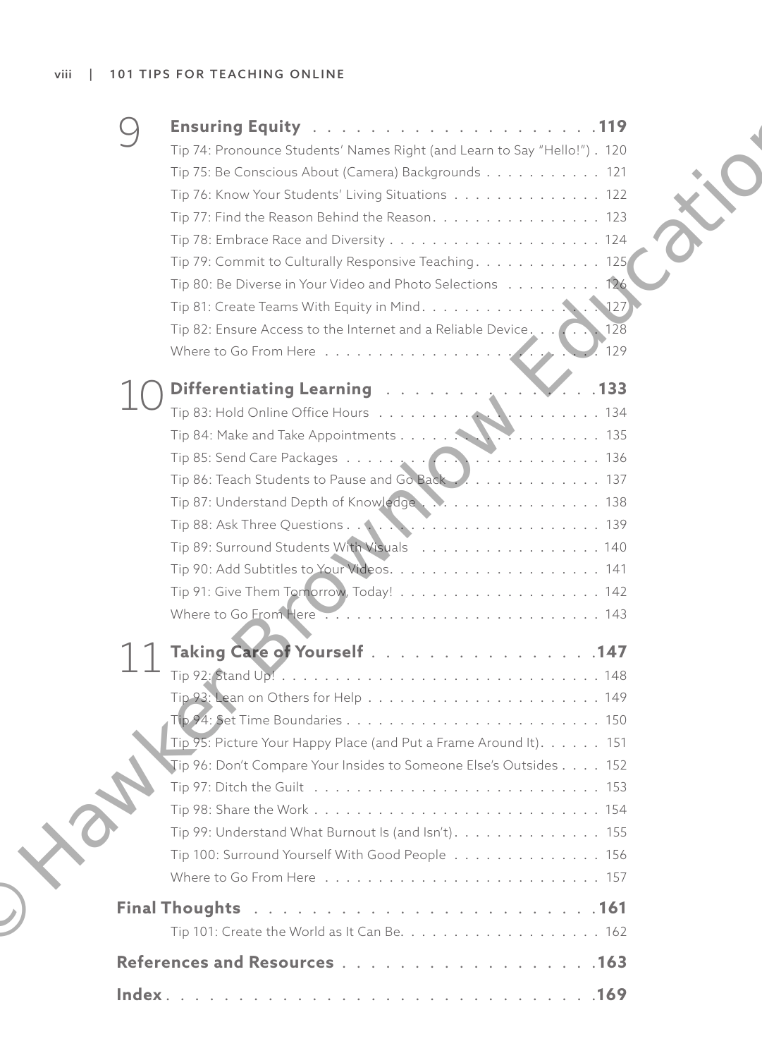**9 Ensuring Equity** . . . . . . . . . . . . . . . . . . . . **119**

Tip 74: Pronounce Students' Names Right (and Learn to Say "Hello!") . 120
Tip 75: Be Conscious About (Camera) Backgrounds . . . . . . . . . . . 121
Tip 76: Know Your Students' Living Situations . . . . . . . . . . . . . . 122
Tip 77: Find the Reason Behind the Reason. . . . . . . . . . . . . . . . 123
Tip 78: Embrace Race and Diversity . . . . . . . . . . . . . . . . . . . . 124
Tip 79: Commit to Culturally Responsive Teaching. . . . . . . . . . . . 125
Tip 80: Be Diverse in Your Video and Photo Selections . . . . . . . . . 126
Tip 81: Create Teams With Equity in Mind. . . . . . . . . . . . . . . . . 127
Tip 82: Ensure Access to the Internet and a Reliable Device. . . . . . . 128
Where to Go From Here . . . . . . . . . . . . . . . . . . . . . . . . . . 129

**10 Differentiating Learning** . . . . . . . . . . . . . . . . **133**

Tip 83: Hold Online Office Hours . . . . . . . . . . . . . . . . . . . . . 134
Tip 84: Make and Take Appointments . . . . . . . . . . . . . . . . . . . 135
Tip 85: Send Care Packages . . . . . . . . . . . . . . . . . . . . . . . . 136
Tip 86: Teach Students to Pause and Go Back . . . . . . . . . . . . . . 137
Tip 87: Understand Depth of Knowledge . . . . . . . . . . . . . . . . . 138
Tip 88: Ask Three Questions . . . . . . . . . . . . . . . . . . . . . . . . 139
Tip 89: Surround Students With Visuals . . . . . . . . . . . . . . . . . 140
Tip 90: Add Subtitles to Your Videos. . . . . . . . . . . . . . . . . . . . 141
Tip 91: Give Them Tomorrow, Today! . . . . . . . . . . . . . . . . . . . 142
Where to Go From Here . . . . . . . . . . . . . . . . . . . . . . . . . . 143

**11 Taking Care of Yourself** . . . . . . . . . . . . . . . . . **147**

Tip 92: Stand Up! . . . . . . . . . . . . . . . . . . . . . . . . . . . . . . 148
Tip 93: Lean on Others for Help . . . . . . . . . . . . . . . . . . . . . . 149
Tip 94: Set Time Boundaries . . . . . . . . . . . . . . . . . . . . . . . . 150
Tip 95: Picture Your Happy Place (and Put a Frame Around It). . . . . . 151
Tip 96: Don't Compare Your Insides to Someone Else's Outsides . . . . 152
Tip 97: Ditch the Guilt . . . . . . . . . . . . . . . . . . . . . . . . . . . 153
Tip 98: Share the Work . . . . . . . . . . . . . . . . . . . . . . . . . . . 154
Tip 99: Understand What Burnout Is (and Isn't). . . . . . . . . . . . . . 155
Tip 100: Surround Yourself With Good People . . . . . . . . . . . . . . 156
Where to Go From Here . . . . . . . . . . . . . . . . . . . . . . . . . . 157

**Final Thoughts** . . . . . . . . . . . . . . . . . . . . . . . . . . **161**

Tip 101: Create the World as It Can Be. . . . . . . . . . . . . . . . . . . 162

**References and Resources** . . . . . . . . . . . . . . . . . . . **163**

**Index** . . . . . . . . . . . . . . . . . . . . . . . . . . . . . . . . **169**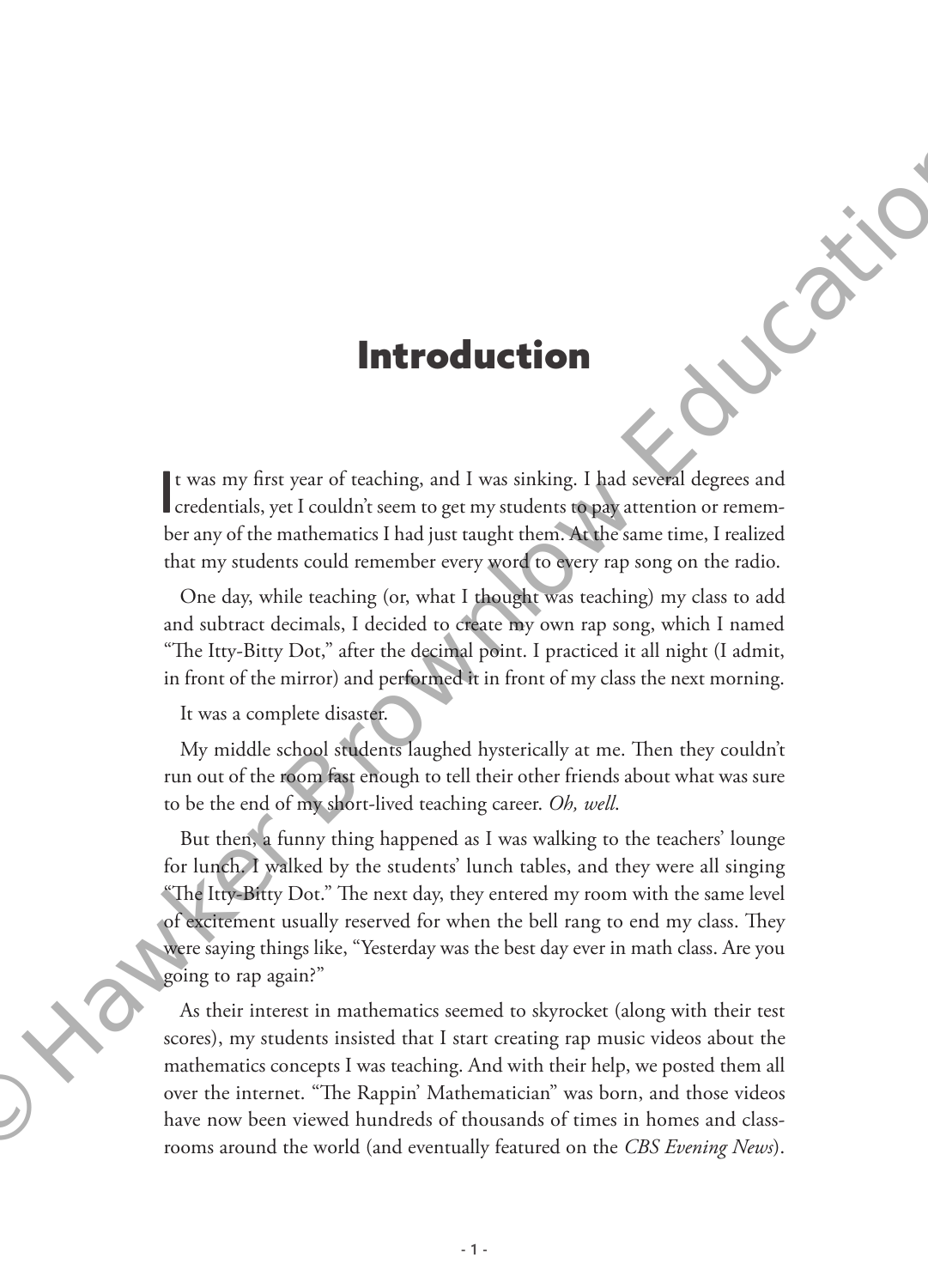# Introduction

It was my first year of teaching, and I was sinking. I had several degrees and credentials, yet I couldn't seem to get my students to pay attention or remember any of the mathematics I had just taught them. At the same time, I realized that my students could remember every word to every rap song on the radio.

One day, while teaching (or, what I thought was teaching) my class to add and subtract decimals, I decided to create my own rap song, which I named "The Itty-Bitty Dot," after the decimal point. I practiced it all night (I admit, in front of the mirror) and performed it in front of my class the next morning.

It was a complete disaster.

My middle school students laughed hysterically at me. Then they couldn't run out of the room fast enough to tell their other friends about what was sure to be the end of my short-lived teaching career. *Oh, well*.

But then, a funny thing happened as I was walking to the teachers' lounge for lunch. I walked by the students' lunch tables, and they were all singing "The Itty-Bitty Dot." The next day, they entered my room with the same level of excitement usually reserved for when the bell rang to end my class. They were saying things like, "Yesterday was the best day ever in math class. Are you going to rap again?"

As their interest in mathematics seemed to skyrocket (along with their test scores), my students insisted that I start creating rap music videos about the mathematics concepts I was teaching. And with their help, we posted them all over the internet. "The Rappin' Mathematician" was born, and those videos have now been viewed hundreds of thousands of times in homes and classrooms around the world (and eventually featured on the *CBS Evening News*).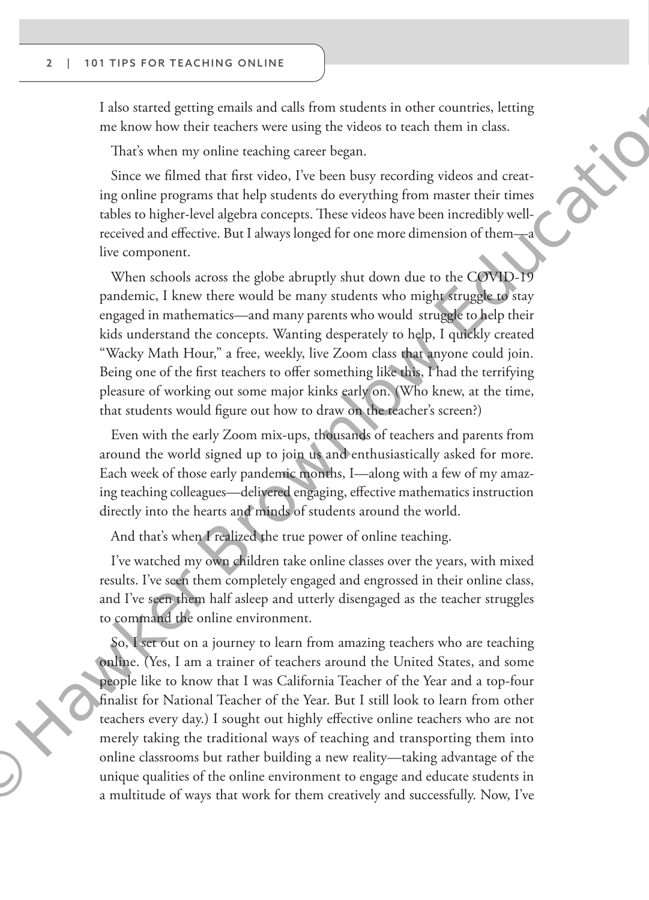I also started getting emails and calls from students in other countries, letting me know how their teachers were using the videos to teach them in class.

That's when my online teaching career began.

Since we filmed that first video, I've been busy recording videos and creating online programs that help students do everything from master their times tables to higher-level algebra concepts. These videos have been incredibly well-received and effective. But I always longed for one more dimension of them—a live component.

When schools across the globe abruptly shut down due to the COVID-19 pandemic, I knew there would be many students who might struggle to stay engaged in mathematics—and many parents who would struggle to help their kids understand the concepts. Wanting desperately to help, I quickly created "Wacky Math Hour," a free, weekly, live Zoom class that anyone could join. Being one of the first teachers to offer something like this, I had the terrifying pleasure of working out some major kinks early on. (Who knew, at the time, that students would figure out how to draw on the teacher's screen?)

Even with the early Zoom mix-ups, thousands of teachers and parents from around the world signed up to join us and enthusiastically asked for more. Each week of those early pandemic months, I—along with a few of my amazing teaching colleagues—delivered engaging, effective mathematics instruction directly into the hearts and minds of students around the world.

And that's when I realized the true power of online teaching.

I've watched my own children take online classes over the years, with mixed results. I've seen them completely engaged and engrossed in their online class, and I've seen them half asleep and utterly disengaged as the teacher struggles to command the online environment.

So, I set out on a journey to learn from amazing teachers who are teaching online. (Yes, I am a trainer of teachers around the United States, and some people like to know that I was California Teacher of the Year and a top-four finalist for National Teacher of the Year. But I still look to learn from other teachers every day.) I sought out highly effective online teachers who are not merely taking the traditional ways of teaching and transporting them into online classrooms but rather building a new reality—taking advantage of the unique qualities of the online environment to engage and educate students in a multitude of ways that work for them creatively and successfully. Now, I've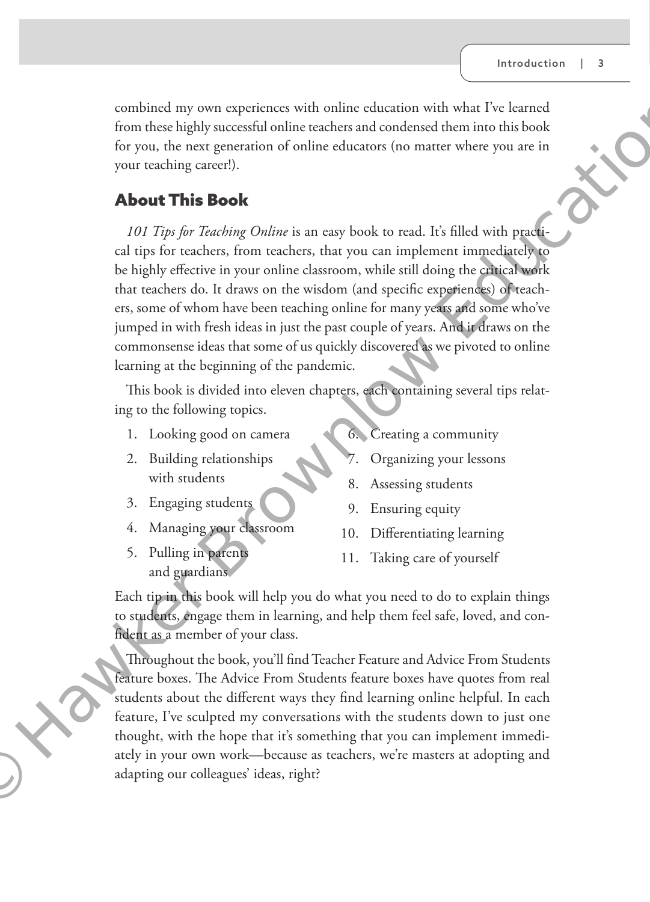combined my own experiences with online education with what I've learned from these highly successful online teachers and condensed them into this book for you, the next generation of online educators (no matter where you are in your teaching career!).

## About This Book

*101 Tips for Teaching Online* is an easy book to read. It's filled with practical tips for teachers, from teachers, that you can implement immediately to be highly effective in your online classroom, while still doing the critical work that teachers do. It draws on the wisdom (and specific experiences) of teachers, some of whom have been teaching online for many years and some who've jumped in with fresh ideas in just the past couple of years. And it draws on the commonsense ideas that some of us quickly discovered as we pivoted to online learning at the beginning of the pandemic.

This book is divided into eleven chapters, each containing several tips relating to the following topics.

1. Looking good on camera
2. Building relationships with students
3. Engaging students
4. Managing your classroom
5. Pulling in parents and guardians
6. Creating a community
7. Organizing your lessons
8. Assessing students
9. Ensuring equity
10. Differentiating learning
11. Taking care of yourself

Each tip in this book will help you do what you need to do to explain things to students, engage them in learning, and help them feel safe, loved, and confident as a member of your class.

Throughout the book, you'll find Teacher Feature and Advice From Students feature boxes. The Advice From Students feature boxes have quotes from real students about the different ways they find learning online helpful. In each feature, I've sculpted my conversations with the students down to just one thought, with the hope that it's something that you can implement immediately in your own work—because as teachers, we're masters at adopting and adapting our colleagues' ideas, right?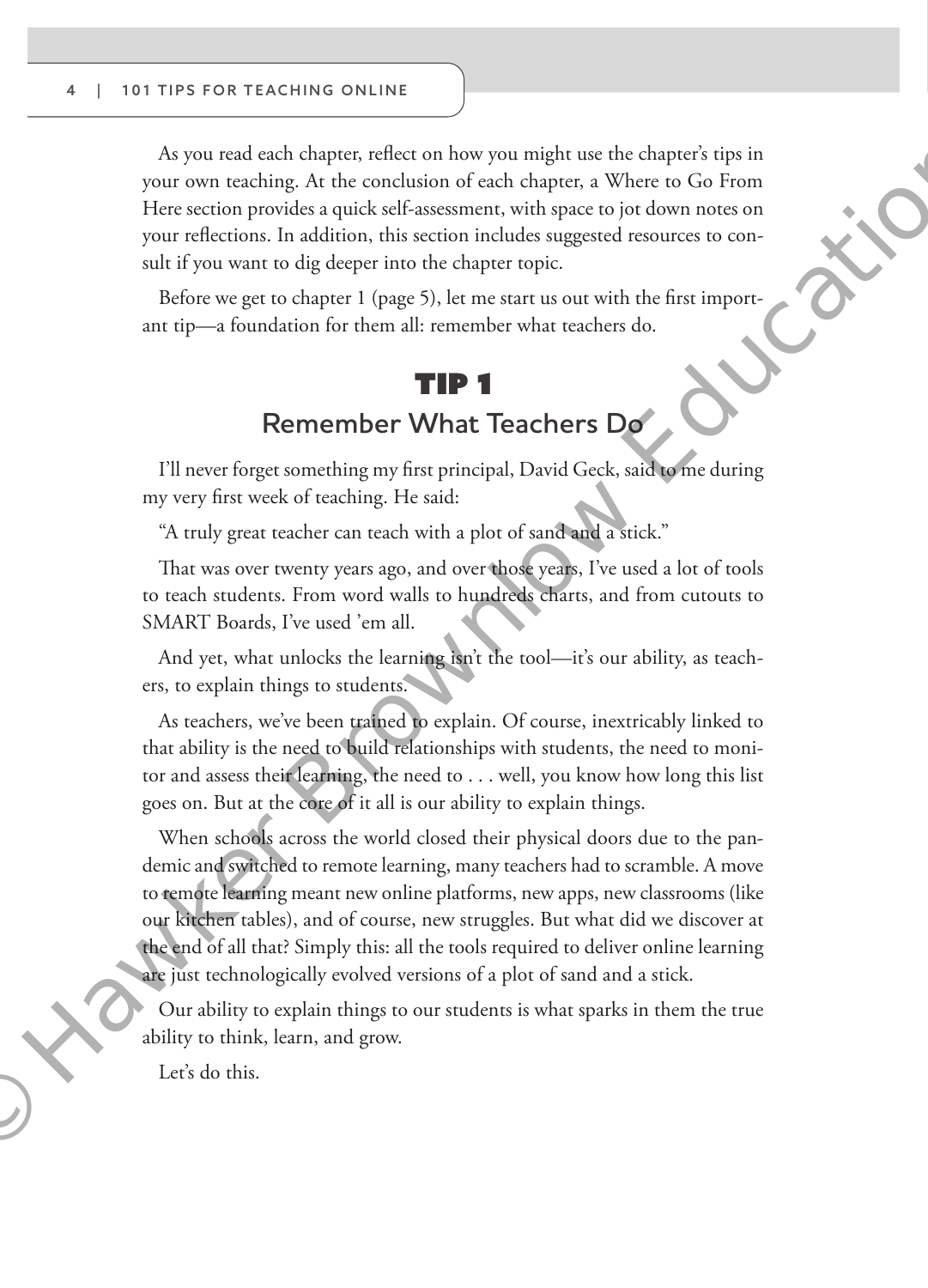As you read each chapter, reflect on how you might use the chapter's tips in your own teaching. At the conclusion of each chapter, a Where to Go From Here section provides a quick self-assessment, with space to jot down notes on your reflections. In addition, this section includes suggested resources to consult if you want to dig deeper into the chapter topic.

Before we get to chapter 1 (page 5), let me start us out with the first important tip—a foundation for them all: remember what teachers do.

## TIP 1

### Remember What Teachers Do

I'll never forget something my first principal, David Geck, said to me during my very first week of teaching. He said:

"A truly great teacher can teach with a plot of sand and a stick."

That was over twenty years ago, and over those years, I've used a lot of tools to teach students. From word walls to hundreds charts, and from cutouts to SMART Boards, I've used 'em all.

And yet, what unlocks the learning isn't the tool—it's our ability, as teachers, to explain things to students.

As teachers, we've been trained to explain. Of course, inextricably linked to that ability is the need to build relationships with students, the need to monitor and assess their learning, the need to . . . well, you know how long this list goes on. But at the core of it all is our ability to explain things.

When schools across the world closed their physical doors due to the pandemic and switched to remote learning, many teachers had to scramble. A move to remote learning meant new online platforms, new apps, new classrooms (like our kitchen tables), and of course, new struggles. But what did we discover at the end of all that? Simply this: all the tools required to deliver online learning are just technologically evolved versions of a plot of sand and a stick.

Our ability to explain things to our students is what sparks in them the true ability to think, learn, and grow.

Let's do this.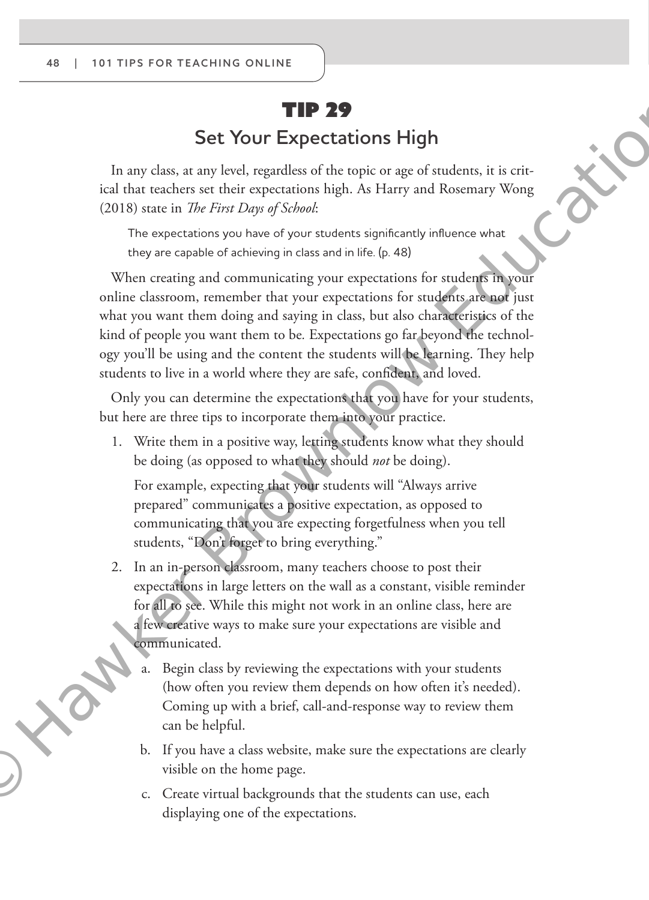# TIP 29

## Set Your Expectations High

In any class, at any level, regardless of the topic or age of students, it is critical that teachers set their expectations high. As Harry and Rosemary Wong (2018) state in *The First Days of School*:

> The expectations you have of your students significantly influence what they are capable of achieving in class and in life. (p. 48)

When creating and communicating your expectations for students in your online classroom, remember that your expectations for students are not just what you want them doing and saying in class, but also characteristics of the kind of people you want them to be. Expectations go far beyond the technology you'll be using and the content the students will be learning. They help students to live in a world where they are safe, confident, and loved.

Only you can determine the expectations that you have for your students, but here are three tips to incorporate them into your practice.

1. Write them in a positive way, letting students know what they should be doing (as opposed to what they should *not* be doing).

   For example, expecting that your students will "Always arrive prepared" communicates a positive expectation, as opposed to communicating that you are expecting forgetfulness when you tell students, "Don't forget to bring everything."

2. In an in-person classroom, many teachers choose to post their expectations in large letters on the wall as a constant, visible reminder for all to see. While this might not work in an online class, here are a few creative ways to make sure your expectations are visible and communicated.

   a. Begin class by reviewing the expectations with your students (how often you review them depends on how often it's needed). Coming up with a brief, call-and-response way to review them can be helpful.

   b. If you have a class website, make sure the expectations are clearly visible on the home page.

   c. Create virtual backgrounds that the students can use, each displaying one of the expectations.